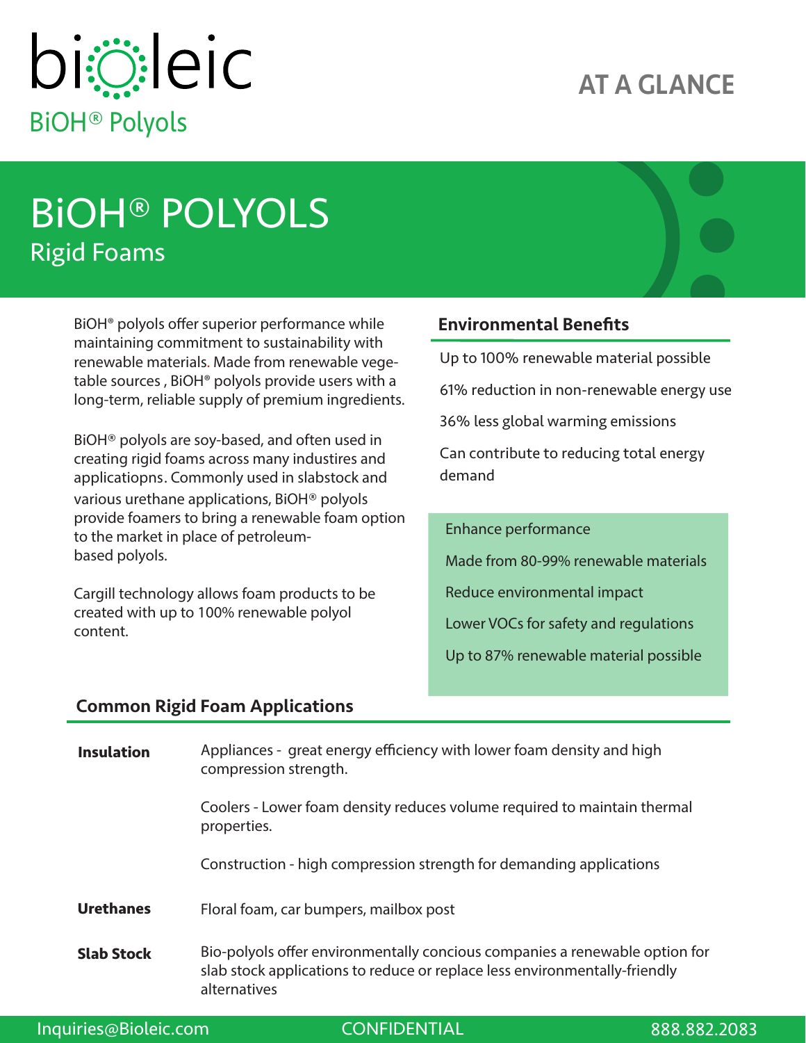bioleic

BiOH® Polyols

AT A GLANCE

# BiOH® POLYOLS

## Rigid Foams

BiOH® polyols offer superior performance while maintaining commitment to sustainability with renewable materials. Made from renewable vegetable sources , BiOH® polyols provide users with a long-term, reliable supply of premium ingredients.

BiOH® polyols are soy-based, and often used in creating rigid foams across many industires and applicatiopns. Commonly used in slabstock and various urethane applications, BiOH® polyols provide foamers to bring a renewable foam option to the market in place of petroleum-based polyols.

Cargill technology allows foam products to be created with up to 100% renewable polyol content.

### Environmental Benefits

Up to 100% renewable material possible

61% reduction in non-renewable energy use

36% less global warming emissions

Can contribute to reducing total energy demand

Enhance performance

Made from 80-99% renewable materials

Reduce environmental impact

Lower VOCs for safety and regulations

Up to 87% renewable material possible

### Common Rigid Foam Applications

| | |
|---|---|
| **Insulation** | Appliances - great energy efficiency with lower foam density and high compression strength. |
| | Coolers - Lower foam density reduces volume required to maintain thermal properties. |
| | Construction - high compression strength for demanding applications |
| **Urethanes** | Floral foam, car bumpers, mailbox post |
| **Slab Stock** | Bio-polyols offer environmentally concious companies a renewable option for slab stock applications to reduce or replace less environmentally-friendly alternatives |

Inquiries@Bioleic.com CONFIDENTIAL 888.882.2083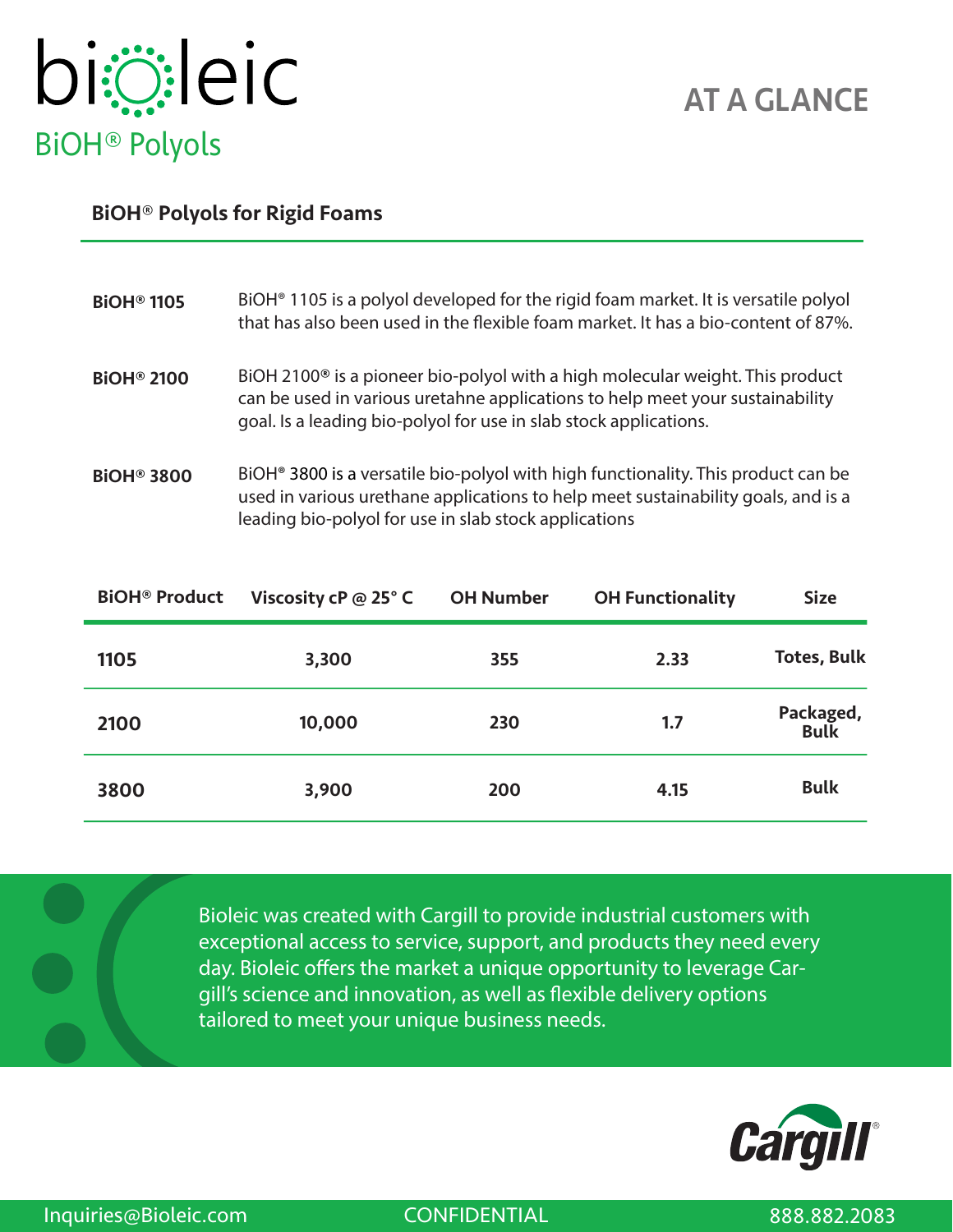# bioleic

## BiOH® Polyols

**AT A GLANCE**

### BiOH® Polyols for Rigid Foams

**BiOH® 1105** — BiOH® 1105 is a polyol developed for the rigid foam market. It is versatile polyol that has also been used in the flexible foam market. It has a bio-content of 87%.

**BiOH® 2100** — BiOH 2100® is a pioneer bio-polyol with a high molecular weight. This product can be used in various uretahne applications to help meet your sustainability goal. Is a leading bio-polyol for use in slab stock applications.

**BiOH® 3800** — BiOH® 3800 is a versatile bio-polyol with high functionality. This product can be used in various urethane applications to help meet sustainability goals, and is a leading bio-polyol for use in slab stock applications

| BiOH® Product | Viscosity cP @ 25° C | OH Number | OH Functionality | Size |
|---|---|---|---|---|
| 1105 | 3,300 | 355 | 2.33 | Totes, Bulk |
| 2100 | 10,000 | 230 | 1.7 | Packaged, Bulk |
| 3800 | 3,900 | 200 | 4.15 | Bulk |

Bioleic was created with Cargill to provide industrial customers with exceptional access to service, support, and products they need every day. Bioleic offers the market a unique opportunity to leverage Cargill's science and innovation, as well as flexible delivery options tailored to meet your unique business needs.

Cargill®

Inquiries@Bioleic.com CONFIDENTIAL 888.882.2083